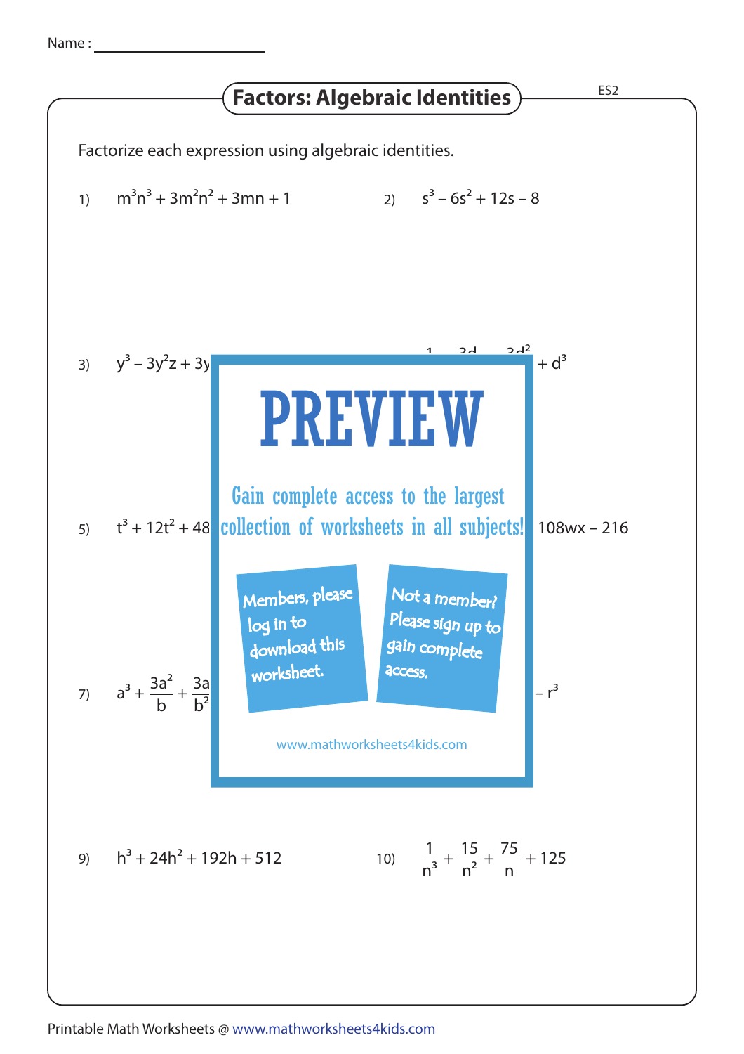Name : ____________________

# Factors: Algebraic Identities

ES2

Factorize each expression using algebraic identities.

1) $m^3n^3 + 3m^2n^2 + 3mn + 1$

2) $s^3 - 6s^2 + 12s - 8$

3) $y^3 - 3y^2z + 3y$

$+ d^3$

5) $t^3 + 12t^2 + 48$

$108wx - 216$

7) $a^3 + \frac{3a^2}{b} + \frac{3a}{b^2}$

$- r^3$

PREVIEW

Gain complete access to the largest collection of worksheets in all subjects!

Members, please log in to download this worksheet.

Not a member? Please sign up to gain complete access.

www.mathworksheets4kids.com

9) $h^3 + 24h^2 + 192h + 512$

10) $\frac{1}{n^3} + \frac{15}{n^2} + \frac{75}{n} + 125$

Printable Math Worksheets @ www.mathworksheets4kids.com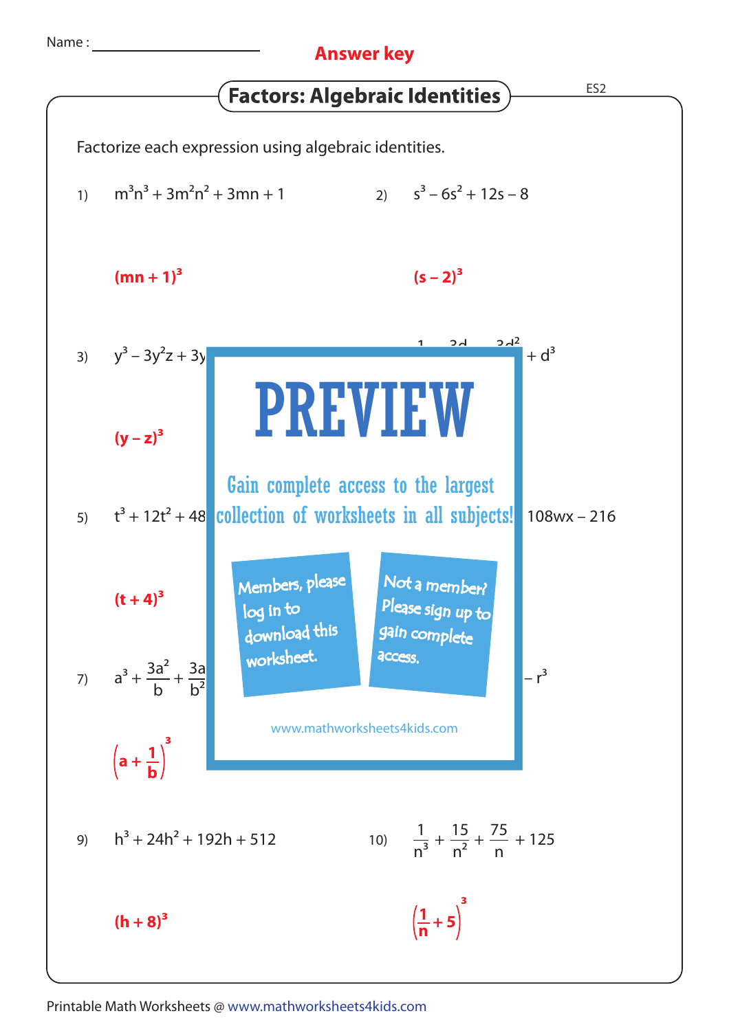Name : ____________________

**Answer key**

# Factors: Algebraic Identities

ES2

Factorize each expression using algebraic identities.

1) $m^3n^3 + 3m^2n^2 + 3mn + 1$

**$(mn + 1)^3$**

2) $s^3 - 6s^2 + 12s - 8$

**$(s - 2)^3$**

3) $y^3 - 3y^2z + 3y$

**$(y - z)^3$**

4) $+ d^3$

5) $t^3 + 12t^2 + 48$

**$(t + 4)^3$**

6) $108wx - 216$

7) $a^3 + \frac{3a^2}{b} + \frac{3a}{b^2}$

**$\left(a + \frac{1}{b}\right)^3$**

8) $- r^3$

9) $h^3 + 24h^2 + 192h + 512$

**$(h + 8)^3$**

10) $\frac{1}{n^3} + \frac{15}{n^2} + \frac{75}{n} + 125$

**$\left(\frac{1}{n} + 5\right)^3$**

PREVIEW

Gain complete access to the largest collection of worksheets in all subjects!

Members, please log in to download this worksheet.

Not a member? Please sign up to gain complete access.

www.mathworksheets4kids.com

Printable Math Worksheets @ www.mathworksheets4kids.com